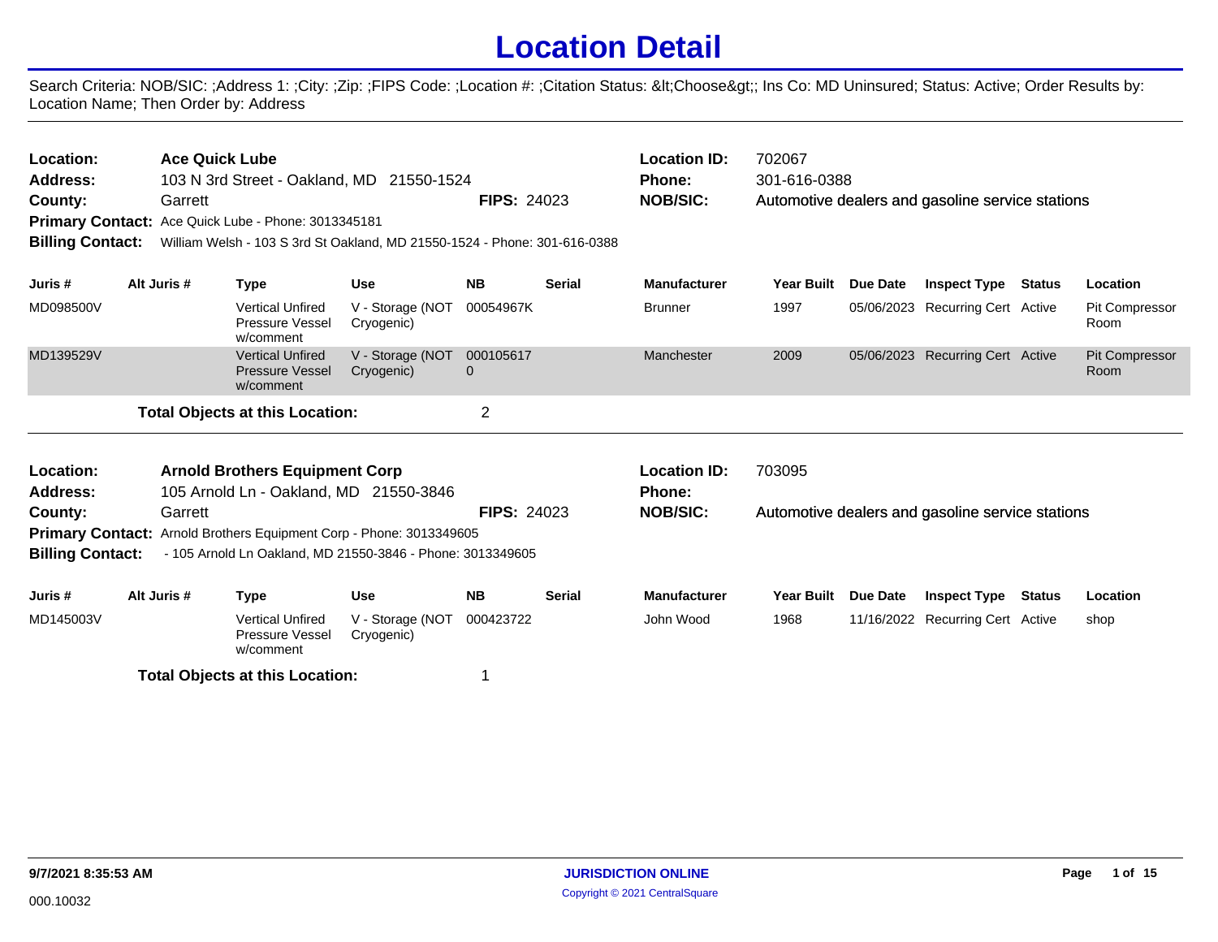# Location Detail

Search Criteria: NOB/SIC: ;Address 1: ;City: ;Zip: ;FIPS Code: ;Location #: ;Citation Status: &lt;Choose&gt;; Ins Co: MD Uninsured; Status: Active; Order Results by: Location Name; Then Order by: Address

---

**Location:** Ace Quick Lube
**Address:** 103 N 3rd Street - Oakland, MD 21550-1524
**County:** Garrett **FIPS:** 24023
**Primary Contact:** Ace Quick Lube - Phone: 3013345181
**Billing Contact:** William Welsh - 103 S 3rd St Oakland, MD 21550-1524 - Phone: 301-616-0388

**Location ID:** 702067
**Phone:** 301-616-0388
**NOB/SIC:** Automotive dealers and gasoline service stations

| Juris # | Alt Juris # | Type | Use | NB | Serial | Manufacturer | Year Built | Due Date | Inspect Type | Status | Location |
|---|---|---|---|---|---|---|---|---|---|---|---|
| MD098500V | | Vertical Unfired Pressure Vessel w/comment | V - Storage (NOT Cryogenic) | 00054967K | | Brunner | 1997 | 05/06/2023 | Recurring Cert | Active | Pit Compressor Room |
| MD139529V | | Vertical Unfired Pressure Vessel w/comment | V - Storage (NOT Cryogenic) | 0001056170 | | Manchester | 2009 | 05/06/2023 | Recurring Cert | Active | Pit Compressor Room |

**Total Objects at this Location:** 2

---

**Location:** Arnold Brothers Equipment Corp
**Address:** 105 Arnold Ln - Oakland, MD 21550-3846
**County:** Garrett **FIPS:** 24023
**Primary Contact:** Arnold Brothers Equipment Corp - Phone: 3013349605
**Billing Contact:** - 105 Arnold Ln Oakland, MD 21550-3846 - Phone: 3013349605

**Location ID:** 703095
**Phone:**
**NOB/SIC:** Automotive dealers and gasoline service stations

| Juris # | Alt Juris # | Type | Use | NB | Serial | Manufacturer | Year Built | Due Date | Inspect Type | Status | Location |
|---|---|---|---|---|---|---|---|---|---|---|---|
| MD145003V | | Vertical Unfired Pressure Vessel w/comment | V - Storage (NOT Cryogenic) | 000423722 | | John Wood | 1968 | 11/16/2022 | Recurring Cert | Active | shop |

**Total Objects at this Location:** 1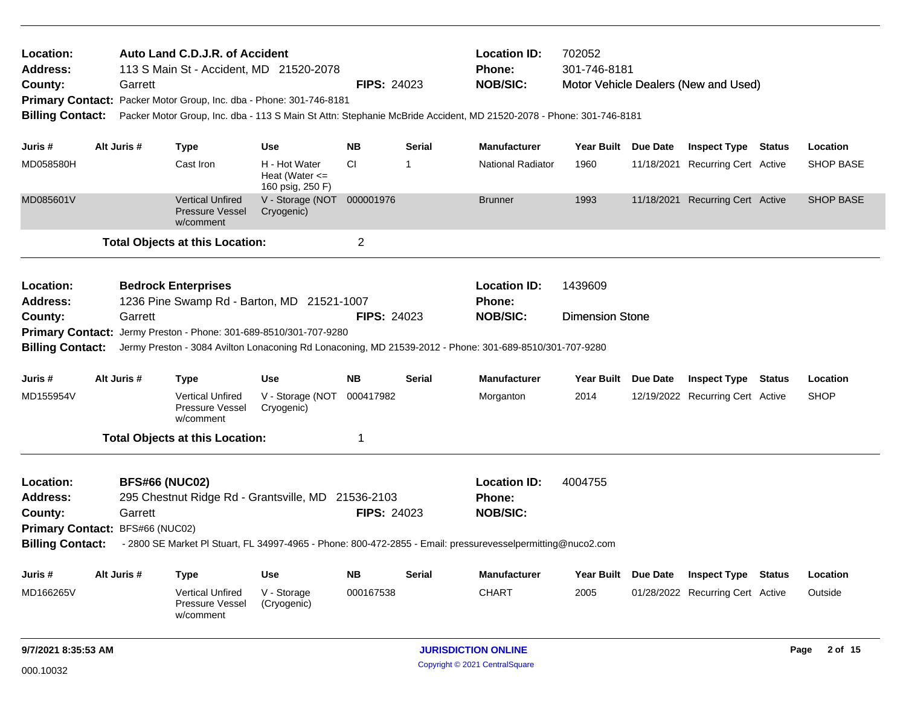**Location:** Auto Land C.D.J.R. of Accident
**Address:** 113 S Main St - Accident, MD 21520-2078
**County:** Garrett **FIPS:** 24023
**Location ID:** 702052
**Phone:** 301-746-8181
**NOB/SIC:** Motor Vehicle Dealers (New and Used)
**Primary Contact:** Packer Motor Group, Inc. dba - Phone: 301-746-8181
**Billing Contact:** Packer Motor Group, Inc. dba - 113 S Main St Attn: Stephanie McBride Accident, MD 21520-2078 - Phone: 301-746-8181

| Juris # | Alt Juris # | Type | Use | NB | Serial | Manufacturer | Year Built | Due Date | Inspect Type | Status | Location |
|---|---|---|---|---|---|---|---|---|---|---|---|
| MD058580H | | Cast Iron | H - Hot Water Heat (Water <= 160 psig, 250 F) | CI | 1 | National Radiator | 1960 | 11/18/2021 | Recurring Cert | Active | SHOP BASE |
| MD085601V | | Vertical Unfired Pressure Vessel w/comment | V - Storage (NOT Cryogenic) | 000001976 | | Brunner | 1993 | 11/18/2021 | Recurring Cert | Active | SHOP BASE |

**Total Objects at this Location:** 2

---

**Location:** Bedrock Enterprises
**Address:** 1236 Pine Swamp Rd - Barton, MD 21521-1007
**County:** Garrett **FIPS:** 24023
**Location ID:** 1439609
**Phone:**
**NOB/SIC:** Dimension Stone
**Primary Contact:** Jermy Preston - Phone: 301-689-8510/301-707-9280
**Billing Contact:** Jermy Preston - 3084 Avilton Lonaconing Rd Lonaconing, MD 21539-2012 - Phone: 301-689-8510/301-707-9280

| Juris # | Alt Juris # | Type | Use | NB | Serial | Manufacturer | Year Built | Due Date | Inspect Type | Status | Location |
|---|---|---|---|---|---|---|---|---|---|---|---|
| MD155954V | | Vertical Unfired Pressure Vessel w/comment | V - Storage (NOT Cryogenic) | 000417982 | | Morganton | 2014 | 12/19/2022 | Recurring Cert | Active | SHOP |

**Total Objects at this Location:** 1

---

**Location:** BFS#66 (NUC02)
**Address:** 295 Chestnut Ridge Rd - Grantsville, MD 21536-2103
**County:** Garrett **FIPS:** 24023
**Location ID:** 4004755
**Phone:**
**NOB/SIC:**
**Primary Contact:** BFS#66 (NUC02)
**Billing Contact:** - 2800 SE Market Pl Stuart, FL 34997-4965 - Phone: 800-472-2855 - Email: pressurevesselpermitting@nuco2.com

| Juris # | Alt Juris # | Type | Use | NB | Serial | Manufacturer | Year Built | Due Date | Inspect Type | Status | Location |
|---|---|---|---|---|---|---|---|---|---|---|---|
| MD166265V | | Vertical Unfired Pressure Vessel w/comment | V - Storage (Cryogenic) | 000167538 | | CHART | 2005 | 01/28/2022 | Recurring Cert | Active | Outside |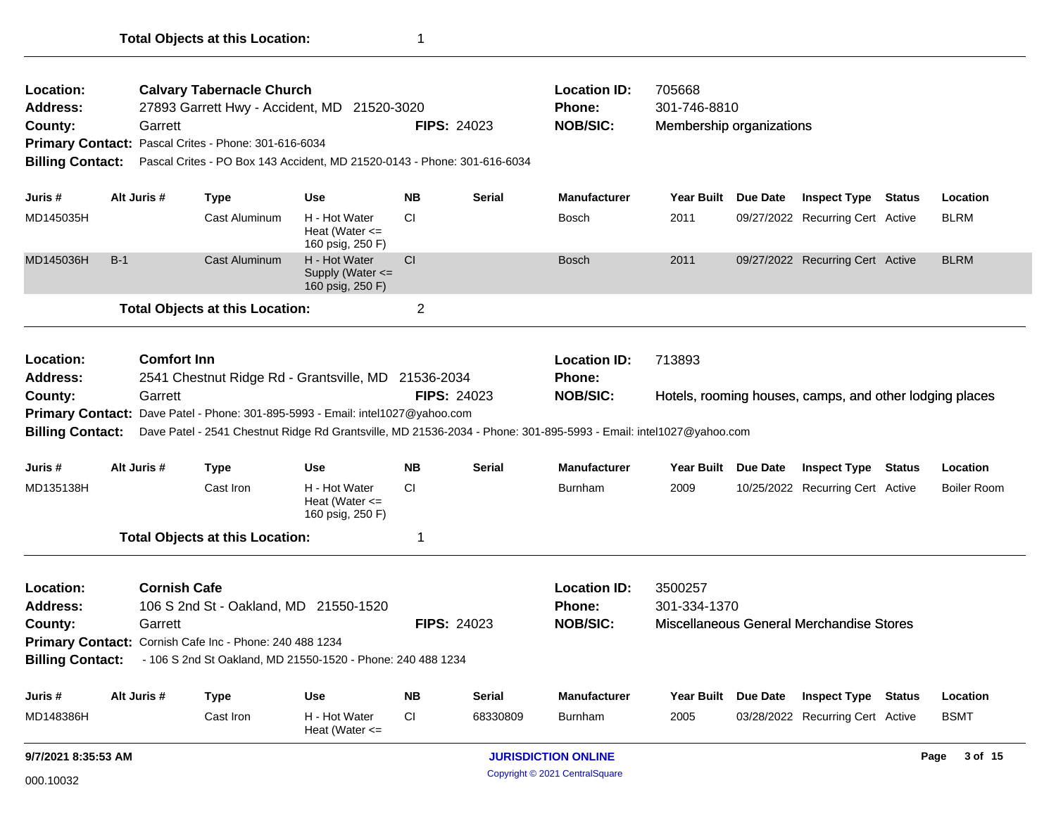**Total Objects at this Location:** 1

---

**Location:** Calvary Tabernacle Church  
**Address:** 27893 Garrett Hwy - Accident, MD 21520-3020  
**County:** Garrett **FIPS:** 24023  
**Primary Contact:** Pascal Crites - Phone: 301-616-6034  
**Billing Contact:** Pascal Crites - PO Box 143 Accident, MD 21520-0143 - Phone: 301-616-6034  
**Location ID:** 705668  
**Phone:** 301-746-8810  
**NOB/SIC:** Membership organizations

| Juris # | Alt Juris # | Type | Use | NB | Serial | Manufacturer | Year Built | Due Date | Inspect Type | Status | Location |
|---|---|---|---|---|---|---|---|---|---|---|---|
| MD145035H | | Cast Aluminum | H - Hot Water Heat (Water <= 160 psig, 250 F) | CI | | Bosch | 2011 | 09/27/2022 | Recurring Cert | Active | BLRM |
| MD145036H | B-1 | Cast Aluminum | H - Hot Water Supply (Water <= 160 psig, 250 F) | CI | | Bosch | 2011 | 09/27/2022 | Recurring Cert | Active | BLRM |

**Total Objects at this Location:** 2

---

**Location:** Comfort Inn  
**Address:** 2541 Chestnut Ridge Rd - Grantsville, MD 21536-2034  
**County:** Garrett **FIPS:** 24023  
**Primary Contact:** Dave Patel - Phone: 301-895-5993 - Email: intel1027@yahoo.com  
**Billing Contact:** Dave Patel - 2541 Chestnut Ridge Rd Grantsville, MD 21536-2034 - Phone: 301-895-5993 - Email: intel1027@yahoo.com  
**Location ID:** 713893  
**Phone:**  
**NOB/SIC:** Hotels, rooming houses, camps, and other lodging places

| Juris # | Alt Juris # | Type | Use | NB | Serial | Manufacturer | Year Built | Due Date | Inspect Type | Status | Location |
|---|---|---|---|---|---|---|---|---|---|---|---|
| MD135138H | | Cast Iron | H - Hot Water Heat (Water <= 160 psig, 250 F) | CI | | Burnham | 2009 | 10/25/2022 | Recurring Cert | Active | Boiler Room |

**Total Objects at this Location:** 1

---

**Location:** Cornish Cafe  
**Address:** 106 S 2nd St - Oakland, MD 21550-1520  
**County:** Garrett **FIPS:** 24023  
**Primary Contact:** Cornish Cafe Inc - Phone: 240 488 1234  
**Billing Contact:** - 106 S 2nd St Oakland, MD 21550-1520 - Phone: 240 488 1234  
**Location ID:** 3500257  
**Phone:** 301-334-1370  
**NOB/SIC:** Miscellaneous General Merchandise Stores

| Juris # | Alt Juris # | Type | Use | NB | Serial | Manufacturer | Year Built | Due Date | Inspect Type | Status | Location |
|---|---|---|---|---|---|---|---|---|---|---|---|
| MD148386H | | Cast Iron | H - Hot Water Heat (Water <= | CI | 68330809 | Burnham | 2005 | 03/28/2022 | Recurring Cert | Active | BSMT |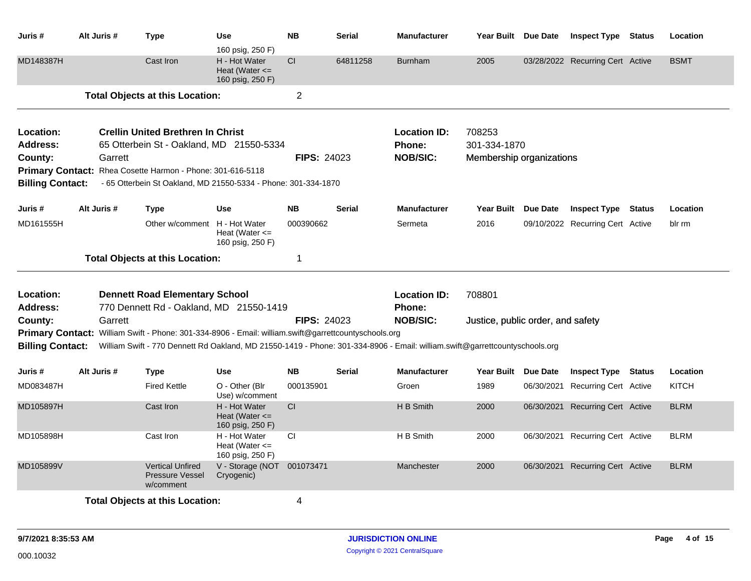| Juris # | Alt Juris # | Type | Use | NB | Serial | Manufacturer | Year Built | Due Date | Inspect Type | Status | Location |
|---|---|---|---|---|---|---|---|---|---|---|---|
| | | | 160 psig, 250 F) | | | | | | | | |
| MD148387H | | Cast Iron | H - Hot Water Heat (Water <= 160 psig, 250 F) | CI | 64811258 | Burnham | 2005 | 03/28/2022 | Recurring Cert | Active | BSMT |

**Total Objects at this Location:** 2

---

**Location:** Crellin United Brethren In Christ
**Location ID:** 708253
**Address:** 65 Otterbein St - Oakland, MD 21550-5334
**Phone:** 301-334-1870
**County:** Garrett
**FIPS:** 24023
**NOB/SIC:** Membership organizations
**Primary Contact:** Rhea Cosette Harmon - Phone: 301-616-5118
**Billing Contact:** - 65 Otterbein St Oakland, MD 21550-5334 - Phone: 301-334-1870

| Juris # | Alt Juris # | Type | Use | NB | Serial | Manufacturer | Year Built | Due Date | Inspect Type | Status | Location |
|---|---|---|---|---|---|---|---|---|---|---|---|
| MD161555H | | Other w/comment | H - Hot Water Heat (Water <= 160 psig, 250 F) | 000390662 | | Sermeta | 2016 | 09/10/2022 | Recurring Cert | Active | blr rm |

**Total Objects at this Location:** 1

---

**Location:** Dennett Road Elementary School
**Location ID:** 708801
**Address:** 770 Dennett Rd - Oakland, MD 21550-1419
**Phone:**
**County:** Garrett
**FIPS:** 24023
**NOB/SIC:** Justice, public order, and safety
**Primary Contact:** William Swift - Phone: 301-334-8906 - Email: william.swift@garrettcountyschools.org
**Billing Contact:** William Swift - 770 Dennett Rd Oakland, MD 21550-1419 - Phone: 301-334-8906 - Email: william.swift@garrettcountyschools.org

| Juris # | Alt Juris # | Type | Use | NB | Serial | Manufacturer | Year Built | Due Date | Inspect Type | Status | Location |
|---|---|---|---|---|---|---|---|---|---|---|---|
| MD083487H | | Fired Kettle | O - Other (Blr Use) w/comment | 000135901 | | Groen | 1989 | 06/30/2021 | Recurring Cert | Active | KITCH |
| MD105897H | | Cast Iron | H - Hot Water Heat (Water <= 160 psig, 250 F) | CI | | H B Smith | 2000 | 06/30/2021 | Recurring Cert | Active | BLRM |
| MD105898H | | Cast Iron | H - Hot Water Heat (Water <= 160 psig, 250 F) | CI | | H B Smith | 2000 | 06/30/2021 | Recurring Cert | Active | BLRM |
| MD105899V | | Vertical Unfired Pressure Vessel w/comment | V - Storage (NOT Cryogenic) | 001073471 | | Manchester | 2000 | 06/30/2021 | Recurring Cert | Active | BLRM |

**Total Objects at this Location:** 4

9/7/2021 8:35:53 AM — JURISDICTION ONLINE — Copyright © 2021 CentralSquare

000.10032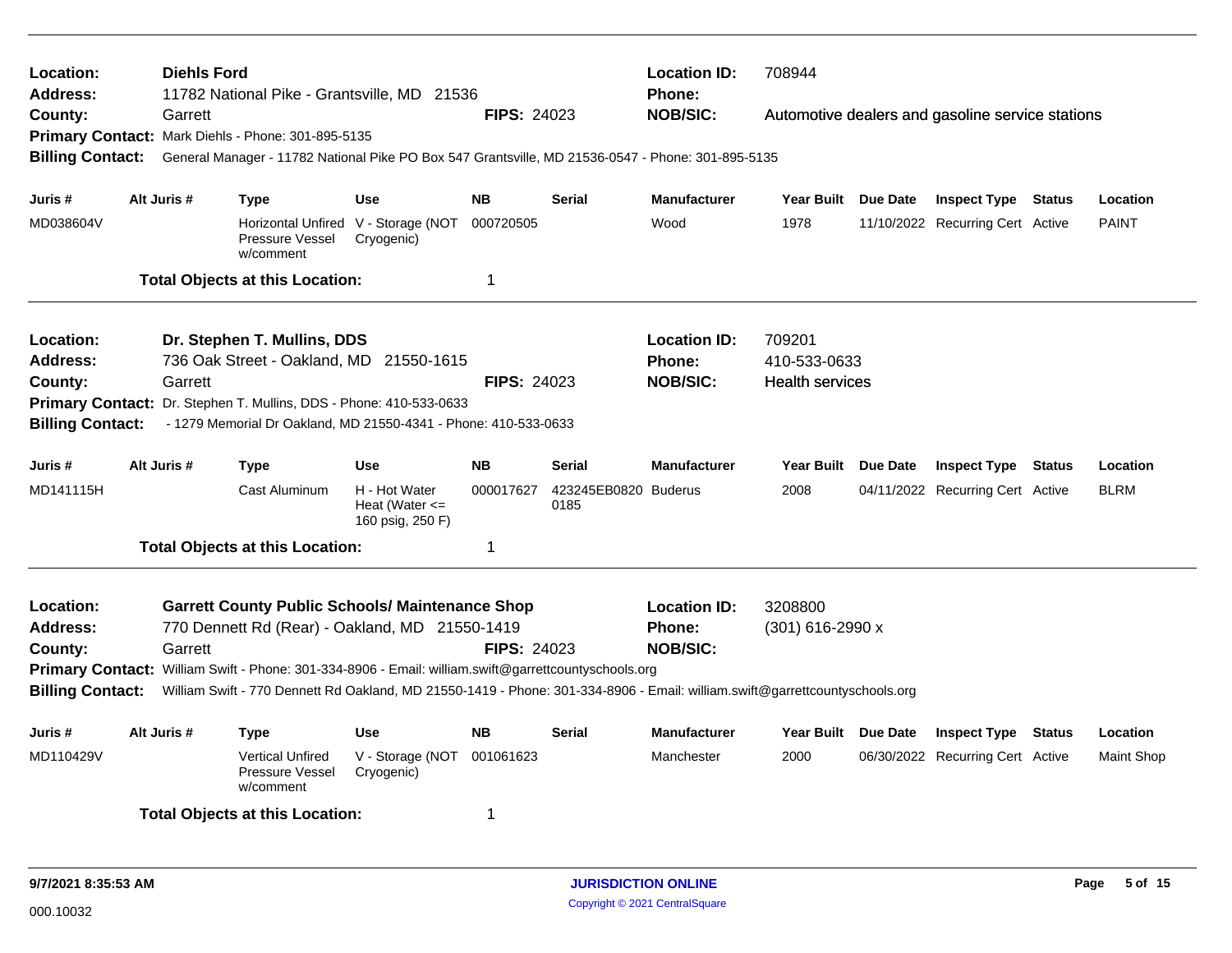**Location:** **Diehls Ford** | **Location ID:** 708944
**Address:** 11782 National Pike - Grantsville, MD 21536 | **Phone:**
**County:** Garrett | **FIPS:** 24023 | **NOB/SIC:** Automotive dealers and gasoline service stations
**Primary Contact:** Mark Diehls - Phone: 301-895-5135
**Billing Contact:** General Manager - 11782 National Pike PO Box 547 Grantsville, MD 21536-0547 - Phone: 301-895-5135

| Juris # | Alt Juris # | Type | Use | NB | Serial | Manufacturer | Year Built | Due Date | Inspect Type | Status | Location |
|---|---|---|---|---|---|---|---|---|---|---|---|
| MD038604V | | Horizontal Unfired Pressure Vessel w/comment | V - Storage (NOT Cryogenic) | 000720505 | | Wood | 1978 | 11/10/2022 | Recurring Cert | Active | PAINT |

**Total Objects at this Location:** 1

---

**Location:** **Dr. Stephen T. Mullins, DDS** | **Location ID:** 709201
**Address:** 736 Oak Street - Oakland, MD 21550-1615 | **Phone:** 410-533-0633
**County:** Garrett | **FIPS:** 24023 | **NOB/SIC:** Health services
**Primary Contact:** Dr. Stephen T. Mullins, DDS - Phone: 410-533-0633
**Billing Contact:** - 1279 Memorial Dr Oakland, MD 21550-4341 - Phone: 410-533-0633

| Juris # | Alt Juris # | Type | Use | NB | Serial | Manufacturer | Year Built | Due Date | Inspect Type | Status | Location |
|---|---|---|---|---|---|---|---|---|---|---|---|
| MD141115H | | Cast Aluminum | H - Hot Water Heat (Water <= 160 psig, 250 F) | 000017627 | 423245EB0820 0185 | Buderus | 2008 | 04/11/2022 | Recurring Cert | Active | BLRM |

**Total Objects at this Location:** 1

---

**Location:** **Garrett County Public Schools/ Maintenance Shop** | **Location ID:** 3208800
**Address:** 770 Dennett Rd (Rear) - Oakland, MD 21550-1419 | **Phone:** (301) 616-2990 x
**County:** Garrett | **FIPS:** 24023 | **NOB/SIC:**
**Primary Contact:** William Swift - Phone: 301-334-8906 - Email: william.swift@garrettcountyschools.org
**Billing Contact:** William Swift - 770 Dennett Rd Oakland, MD 21550-1419 - Phone: 301-334-8906 - Email: william.swift@garrettcountyschools.org

| Juris # | Alt Juris # | Type | Use | NB | Serial | Manufacturer | Year Built | Due Date | Inspect Type | Status | Location |
|---|---|---|---|---|---|---|---|---|---|---|---|
| MD110429V | | Vertical Unfired Pressure Vessel w/comment | V - Storage (NOT Cryogenic) | 001061623 | | Manchester | 2000 | 06/30/2022 | Recurring Cert | Active | Maint Shop |

**Total Objects at this Location:** 1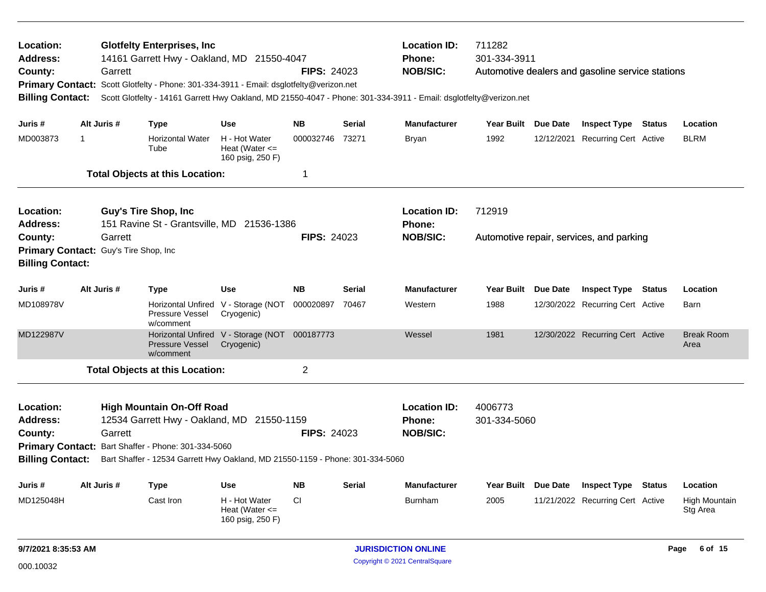**Location:** Glotfelty Enterprises, Inc
**Address:** 14161 Garrett Hwy - Oakland, MD 21550-4047
**County:** Garrett **FIPS:** 24023
**Location ID:** 711282
**Phone:** 301-334-3911
**NOB/SIC:** Automotive dealers and gasoline service stations
**Primary Contact:** Scott Glotfelty - Phone: 301-334-3911 - Email: dsglotfelty@verizon.net
**Billing Contact:** Scott Glotfelty - 14161 Garrett Hwy Oakland, MD 21550-4047 - Phone: 301-334-3911 - Email: dsglotfelty@verizon.net

| Juris # | Alt Juris # | Type | Use | NB | Serial | Manufacturer | Year Built | Due Date | Inspect Type | Status | Location |
|---|---|---|---|---|---|---|---|---|---|---|---|
| MD003873 | 1 | Horizontal Water Tube | H - Hot Water Heat (Water <= 160 psig, 250 F) | 000032746 | 73271 | Bryan | 1992 | 12/12/2021 | Recurring Cert | Active | BLRM |

**Total Objects at this Location:** 1

---

**Location:** Guy's Tire Shop, Inc
**Address:** 151 Ravine St - Grantsville, MD 21536-1386
**County:** Garrett **FIPS:** 24023
**Location ID:** 712919
**Phone:**
**NOB/SIC:** Automotive repair, services, and parking
**Primary Contact:** Guy's Tire Shop, Inc
**Billing Contact:**

| Juris # | Alt Juris # | Type | Use | NB | Serial | Manufacturer | Year Built | Due Date | Inspect Type | Status | Location |
|---|---|---|---|---|---|---|---|---|---|---|---|
| MD108978V | | Horizontal Unfired Pressure Vessel w/comment | V - Storage (NOT Cryogenic) | 000020897 | 70467 | Western | 1988 | 12/30/2022 | Recurring Cert | Active | Barn |
| MD122987V | | Horizontal Unfired Pressure Vessel w/comment | V - Storage (NOT Cryogenic) | 000187773 | | Wessel | 1981 | 12/30/2022 | Recurring Cert | Active | Break Room Area |

**Total Objects at this Location:** 2

---

**Location:** High Mountain On-Off Road
**Address:** 12534 Garrett Hwy - Oakland, MD 21550-1159
**County:** Garrett **FIPS:** 24023
**Location ID:** 4006773
**Phone:** 301-334-5060
**NOB/SIC:**
**Primary Contact:** Bart Shaffer - Phone: 301-334-5060
**Billing Contact:** Bart Shaffer - 12534 Garrett Hwy Oakland, MD 21550-1159 - Phone: 301-334-5060

| Juris # | Alt Juris # | Type | Use | NB | Serial | Manufacturer | Year Built | Due Date | Inspect Type | Status | Location |
|---|---|---|---|---|---|---|---|---|---|---|---|
| MD125048H | | Cast Iron | H - Hot Water Heat (Water <= 160 psig, 250 F) | CI | | Burnham | 2005 | 11/21/2022 | Recurring Cert | Active | High Mountain Stg Area |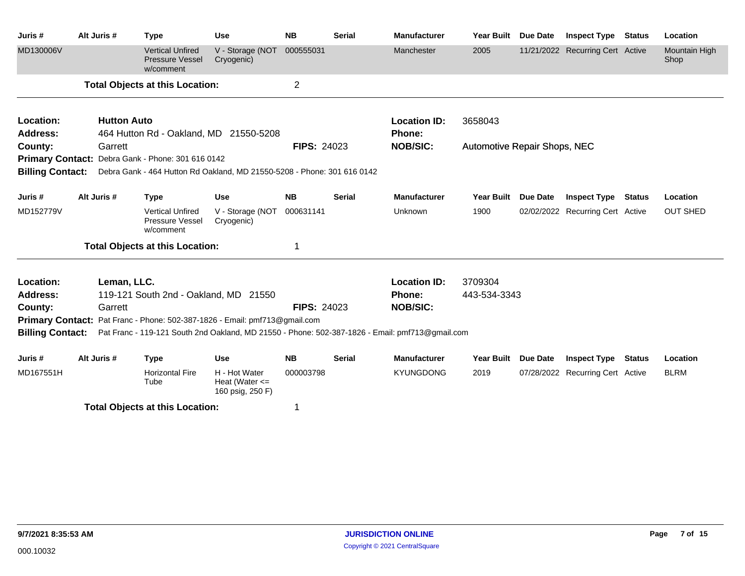| Juris # | Alt Juris # | Type | Use | NB | Serial | Manufacturer | Year Built | Due Date | Inspect Type | Status | Location |
|---|---|---|---|---|---|---|---|---|---|---|---|
| MD130006V | | Vertical Unfired Pressure Vessel w/comment | V - Storage (NOT Cryogenic) | 000555031 | | Manchester | 2005 | 11/21/2022 | Recurring Cert | Active | Mountain High Shop |

**Total Objects at this Location:** 2

---

**Location:** Hutton Auto
**Address:** 464 Hutton Rd - Oakland, MD 21550-5208
**County:** Garrett
**FIPS:** 24023
**Location ID:** 3658043
**Phone:**
**NOB/SIC:** Automotive Repair Shops, NEC
**Primary Contact:** Debra Gank - Phone: 301 616 0142
**Billing Contact:** Debra Gank - 464 Hutton Rd Oakland, MD 21550-5208 - Phone: 301 616 0142

| Juris # | Alt Juris # | Type | Use | NB | Serial | Manufacturer | Year Built | Due Date | Inspect Type | Status | Location |
|---|---|---|---|---|---|---|---|---|---|---|---|
| MD152779V | | Vertical Unfired Pressure Vessel w/comment | V - Storage (NOT Cryogenic) | 000631141 | | Unknown | 1900 | 02/02/2022 | Recurring Cert | Active | OUT SHED |

**Total Objects at this Location:** 1

---

**Location:** Leman, LLC.
**Address:** 119-121 South 2nd - Oakland, MD 21550
**County:** Garrett
**FIPS:** 24023
**Location ID:** 3709304
**Phone:** 443-534-3343
**NOB/SIC:**
**Primary Contact:** Pat Franc - Phone: 502-387-1826 - Email: pmf713@gmail.com
**Billing Contact:** Pat Franc - 119-121 South 2nd Oakland, MD 21550 - Phone: 502-387-1826 - Email: pmf713@gmail.com

| Juris # | Alt Juris # | Type | Use | NB | Serial | Manufacturer | Year Built | Due Date | Inspect Type | Status | Location |
|---|---|---|---|---|---|---|---|---|---|---|---|
| MD167551H | | Horizontal Fire Tube | H - Hot Water Heat (Water <= 160 psig, 250 F) | 000003798 | | KYUNGDONG | 2019 | 07/28/2022 | Recurring Cert | Active | BLRM |

**Total Objects at this Location:** 1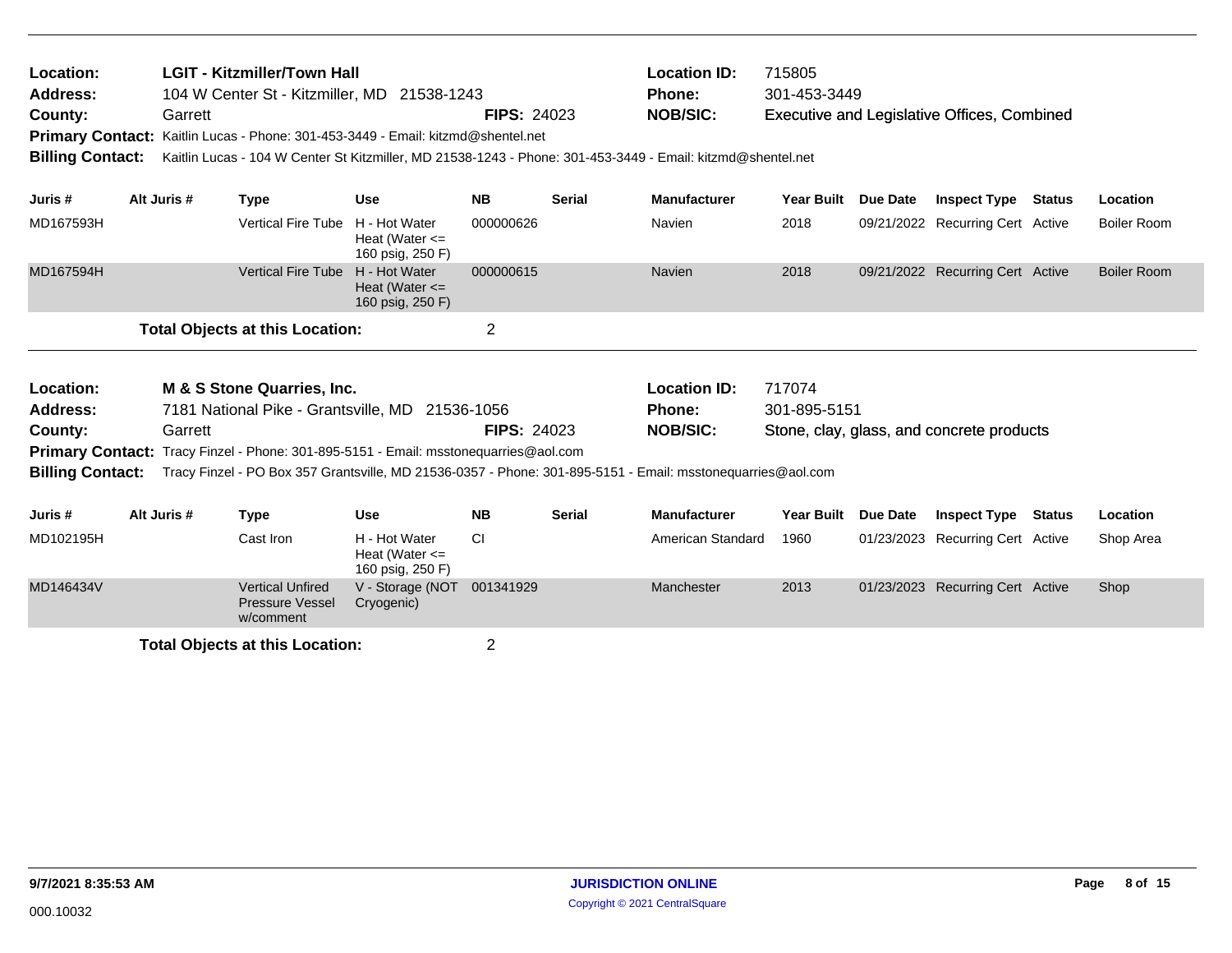**Location:** LGIT - Kitzmiller/Town Hall
**Address:** 104 W Center St - Kitzmiller, MD 21538-1243
**County:** Garrett **FIPS:** 24023
**Location ID:** 715805
**Phone:** 301-453-3449
**NOB/SIC:** Executive and Legislative Offices, Combined
**Primary Contact:** Kaitlin Lucas - Phone: 301-453-3449 - Email: kitzmd@shentel.net
**Billing Contact:** Kaitlin Lucas - 104 W Center St Kitzmiller, MD 21538-1243 - Phone: 301-453-3449 - Email: kitzmd@shentel.net

| Juris # | Alt Juris # | Type | Use | NB | Serial | Manufacturer | Year Built | Due Date | Inspect Type | Status | Location |
|---|---|---|---|---|---|---|---|---|---|---|---|
| MD167593H | | Vertical Fire Tube | H - Hot Water Heat (Water <= 160 psig, 250 F) | 000000626 | | Navien | 2018 | 09/21/2022 | Recurring Cert | Active | Boiler Room |
| MD167594H | | Vertical Fire Tube | H - Hot Water Heat (Water <= 160 psig, 250 F) | 000000615 | | Navien | 2018 | 09/21/2022 | Recurring Cert | Active | Boiler Room |

**Total Objects at this Location:** 2

---

**Location:** M & S Stone Quarries, Inc.
**Address:** 7181 National Pike - Grantsville, MD 21536-1056
**County:** Garrett **FIPS:** 24023
**Location ID:** 717074
**Phone:** 301-895-5151
**NOB/SIC:** Stone, clay, glass, and concrete products
**Primary Contact:** Tracy Finzel - Phone: 301-895-5151 - Email: msstonequarries@aol.com
**Billing Contact:** Tracy Finzel - PO Box 357 Grantsville, MD 21536-0357 - Phone: 301-895-5151 - Email: msstonequarries@aol.com

| Juris # | Alt Juris # | Type | Use | NB | Serial | Manufacturer | Year Built | Due Date | Inspect Type | Status | Location |
|---|---|---|---|---|---|---|---|---|---|---|---|
| MD102195H | | Cast Iron | H - Hot Water Heat (Water <= 160 psig, 250 F) | CI | | American Standard | 1960 | 01/23/2023 | Recurring Cert | Active | Shop Area |
| MD146434V | | Vertical Unfired Pressure Vessel w/comment | V - Storage (NOT Cryogenic) | 001341929 | | Manchester | 2013 | 01/23/2023 | Recurring Cert | Active | Shop |

**Total Objects at this Location:** 2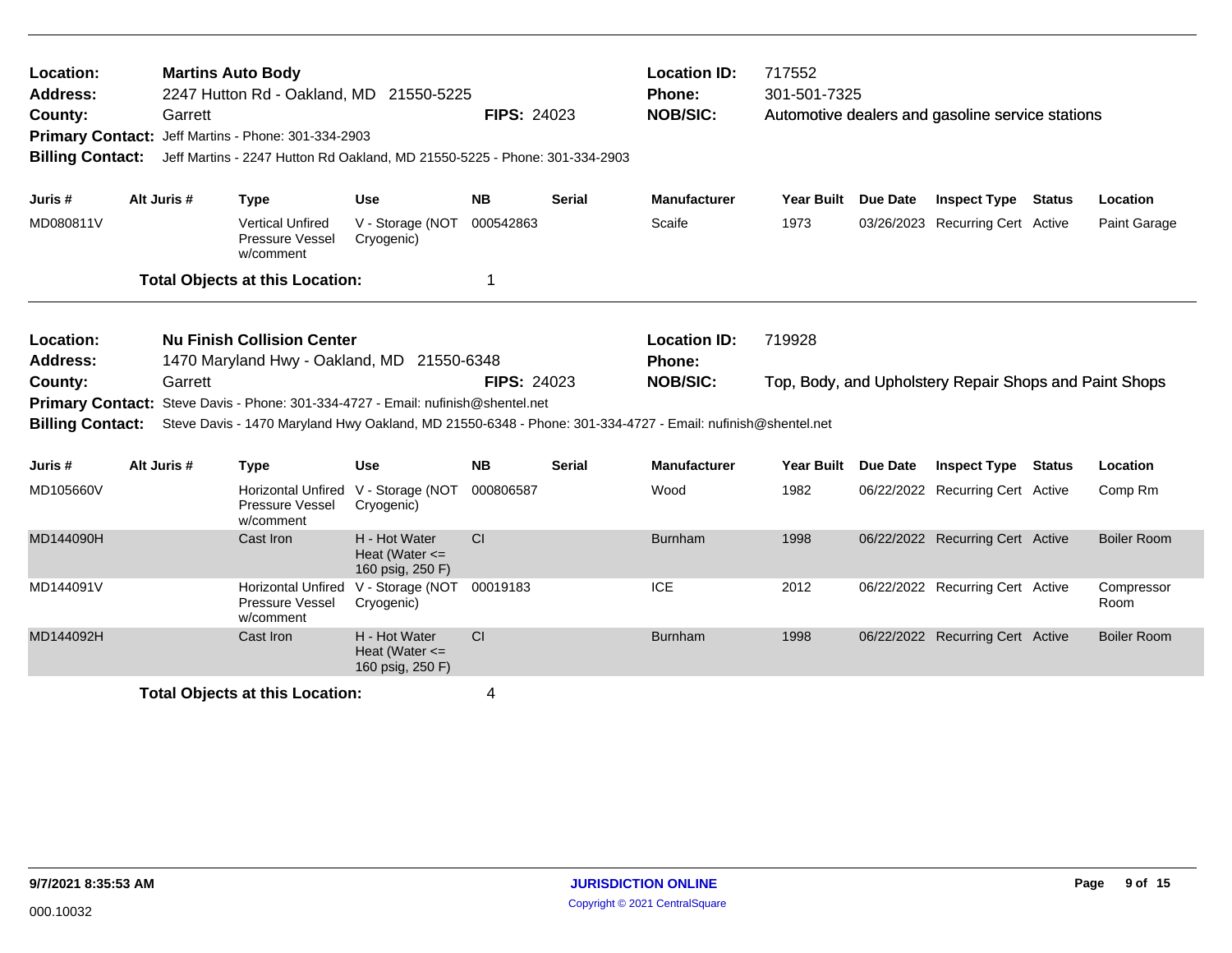**Location:** **Martins Auto Body**
**Address:** 2247 Hutton Rd - Oakland, MD 21550-5225
**County:** Garrett **FIPS:** 24023
**Primary Contact:** Jeff Martins - Phone: 301-334-2903
**Billing Contact:** Jeff Martins - 2247 Hutton Rd Oakland, MD 21550-5225 - Phone: 301-334-2903

**Location ID:** 717552
**Phone:** 301-501-7325
**NOB/SIC:** Automotive dealers and gasoline service stations

| Juris # | Alt Juris # | Type | Use | NB | Serial | Manufacturer | Year Built | Due Date | Inspect Type | Status | Location |
|---|---|---|---|---|---|---|---|---|---|---|---|
| MD080811V | | Vertical Unfired Pressure Vessel w/comment | V - Storage (NOT Cryogenic) | 000542863 | | Scaife | 1973 | 03/26/2023 | Recurring Cert | Active | Paint Garage |

**Total Objects at this Location:** 1

---

**Location:** **Nu Finish Collision Center**
**Address:** 1470 Maryland Hwy - Oakland, MD 21550-6348
**County:** Garrett **FIPS:** 24023
**Primary Contact:** Steve Davis - Phone: 301-334-4727 - Email: nufinish@shentel.net
**Billing Contact:** Steve Davis - 1470 Maryland Hwy Oakland, MD 21550-6348 - Phone: 301-334-4727 - Email: nufinish@shentel.net

**Location ID:** 719928
**Phone:**
**NOB/SIC:** Top, Body, and Upholstery Repair Shops and Paint Shops

| Juris # | Alt Juris # | Type | Use | NB | Serial | Manufacturer | Year Built | Due Date | Inspect Type | Status | Location |
|---|---|---|---|---|---|---|---|---|---|---|---|
| MD105660V | | Horizontal Unfired Pressure Vessel w/comment | V - Storage (NOT Cryogenic) | 000806587 | | Wood | 1982 | 06/22/2022 | Recurring Cert | Active | Comp Rm |
| MD144090H | | Cast Iron | H - Hot Water Heat (Water <= 160 psig, 250 F) | CI | | Burnham | 1998 | 06/22/2022 | Recurring Cert | Active | Boiler Room |
| MD144091V | | Horizontal Unfired Pressure Vessel w/comment | V - Storage (NOT Cryogenic) | 00019183 | | ICE | 2012 | 06/22/2022 | Recurring Cert | Active | Compressor Room |
| MD144092H | | Cast Iron | H - Hot Water Heat (Water <= 160 psig, 250 F) | CI | | Burnham | 1998 | 06/22/2022 | Recurring Cert | Active | Boiler Room |

**Total Objects at this Location:** 4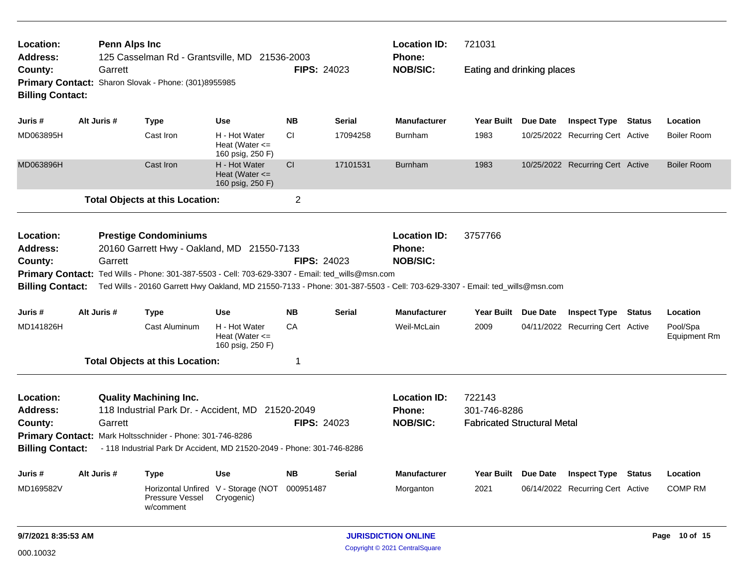**Location:** Penn Alps Inc
**Address:** 125 Casselman Rd - Grantsville, MD 21536-2003
**County:** Garrett
**FIPS:** 24023
**Location ID:** 721031
**Phone:**
**NOB/SIC:** Eating and drinking places
**Primary Contact:** Sharon Slovak - Phone: (301)8955985
**Billing Contact:**

| Juris # | Alt Juris # | Type | Use | NB | Serial | Manufacturer | Year Built | Due Date | Inspect Type | Status | Location |
|---|---|---|---|---|---|---|---|---|---|---|---|
| MD063895H | | Cast Iron | H - Hot Water Heat (Water <= 160 psig, 250 F) | CI | 17094258 | Burnham | 1983 | 10/25/2022 | Recurring Cert | Active | Boiler Room |
| MD063896H | | Cast Iron | H - Hot Water Heat (Water <= 160 psig, 250 F) | CI | 17101531 | Burnham | 1983 | 10/25/2022 | Recurring Cert | Active | Boiler Room |

**Total Objects at this Location:** 2

---

**Location:** Prestige Condominiums
**Address:** 20160 Garrett Hwy - Oakland, MD 21550-7133
**County:** Garrett
**FIPS:** 24023
**Location ID:** 3757766
**Phone:**
**NOB/SIC:**
**Primary Contact:** Ted Wills - Phone: 301-387-5503 - Cell: 703-629-3307 - Email: ted_wills@msn.com
**Billing Contact:** Ted Wills - 20160 Garrett Hwy Oakland, MD 21550-7133 - Phone: 301-387-5503 - Cell: 703-629-3307 - Email: ted_wills@msn.com

| Juris # | Alt Juris # | Type | Use | NB | Serial | Manufacturer | Year Built | Due Date | Inspect Type | Status | Location |
|---|---|---|---|---|---|---|---|---|---|---|---|
| MD141826H | | Cast Aluminum | H - Hot Water Heat (Water <= 160 psig, 250 F) | CA | | Weil-McLain | 2009 | 04/11/2022 | Recurring Cert | Active | Pool/Spa Equipment Rm |

**Total Objects at this Location:** 1

---

**Location:** Quality Machining Inc.
**Address:** 118 Industrial Park Dr. - Accident, MD 21520-2049
**County:** Garrett
**FIPS:** 24023
**Location ID:** 722143
**Phone:** 301-746-8286
**NOB/SIC:** Fabricated Structural Metal
**Primary Contact:** Mark Holtsschnider - Phone: 301-746-8286
**Billing Contact:** - 118 Industrial Park Dr Accident, MD 21520-2049 - Phone: 301-746-8286

| Juris # | Alt Juris # | Type | Use | NB | Serial | Manufacturer | Year Built | Due Date | Inspect Type | Status | Location |
|---|---|---|---|---|---|---|---|---|---|---|---|
| MD169582V | | Horizontal Unfired Pressure Vessel w/comment | V - Storage (NOT Cryogenic) | 000951487 | | Morganton | 2021 | 06/14/2022 | Recurring Cert | Active | COMP RM |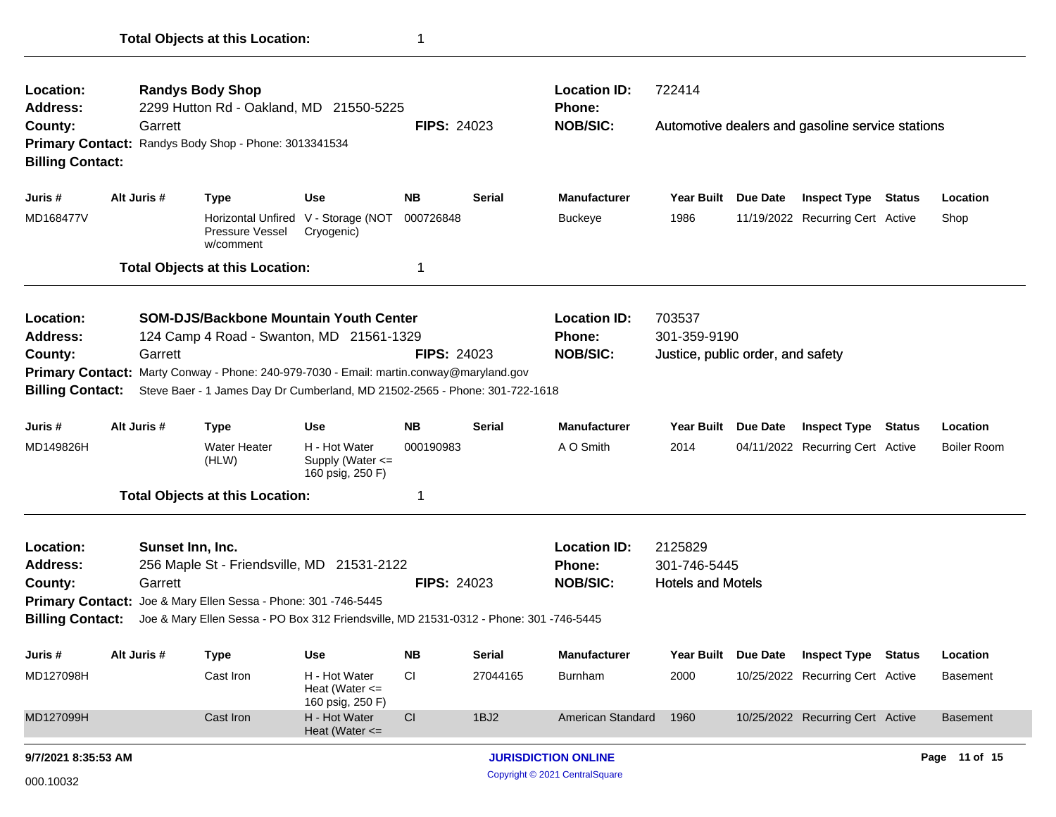**Total Objects at this Location:** 1

---

**Location:** Randys Body Shop
**Location ID:** 722414
**Address:** 2299 Hutton Rd - Oakland, MD 21550-5225
**Phone:**
**County:** Garrett
**FIPS:** 24023
**NOB/SIC:** Automotive dealers and gasoline service stations
**Primary Contact:** Randys Body Shop - Phone: 3013341534
**Billing Contact:**

| Juris # | Alt Juris # | Type | Use | NB | Serial | Manufacturer | Year Built | Due Date | Inspect Type | Status | Location |
|---|---|---|---|---|---|---|---|---|---|---|---|
| MD168477V | | Horizontal Unfired Pressure Vessel w/comment | V - Storage (NOT Cryogenic) | 000726848 | | Buckeye | 1986 | 11/19/2022 | Recurring Cert | Active | Shop |

**Total Objects at this Location:** 1

---

**Location:** SOM-DJS/Backbone Mountain Youth Center
**Location ID:** 703537
**Address:** 124 Camp 4 Road - Swanton, MD 21561-1329
**Phone:** 301-359-9190
**County:** Garrett
**FIPS:** 24023
**NOB/SIC:** Justice, public order, and safety
**Primary Contact:** Marty Conway - Phone: 240-979-7030 - Email: martin.conway@maryland.gov
**Billing Contact:** Steve Baer - 1 James Day Dr Cumberland, MD 21502-2565 - Phone: 301-722-1618

| Juris # | Alt Juris # | Type | Use | NB | Serial | Manufacturer | Year Built | Due Date | Inspect Type | Status | Location |
|---|---|---|---|---|---|---|---|---|---|---|---|
| MD149826H | | Water Heater (HLW) | H - Hot Water Supply (Water <= 160 psig, 250 F) | 000190983 | | A O Smith | 2014 | 04/11/2022 | Recurring Cert | Active | Boiler Room |

**Total Objects at this Location:** 1

---

**Location:** Sunset Inn, Inc.
**Location ID:** 2125829
**Address:** 256 Maple St - Friendsville, MD 21531-2122
**Phone:** 301-746-5445
**County:** Garrett
**FIPS:** 24023
**NOB/SIC:** Hotels and Motels
**Primary Contact:** Joe & Mary Ellen Sessa - Phone: 301 -746-5445
**Billing Contact:** Joe & Mary Ellen Sessa - PO Box 312 Friendsville, MD 21531-0312 - Phone: 301 -746-5445

| Juris # | Alt Juris # | Type | Use | NB | Serial | Manufacturer | Year Built | Due Date | Inspect Type | Status | Location |
|---|---|---|---|---|---|---|---|---|---|---|---|
| MD127098H | | Cast Iron | H - Hot Water Heat (Water <= 160 psig, 250 F) | CI | 27044165 | Burnham | 2000 | 10/25/2022 | Recurring Cert | Active | Basement |
| MD127099H | | Cast Iron | H - Hot Water Heat (Water <= | CI | 1BJ2 | American Standard | 1960 | 10/25/2022 | Recurring Cert | Active | Basement |

9/7/2021 8:35:53 AM

JURISDICTION ONLINE
Copyright © 2021 CentralSquare

000.10032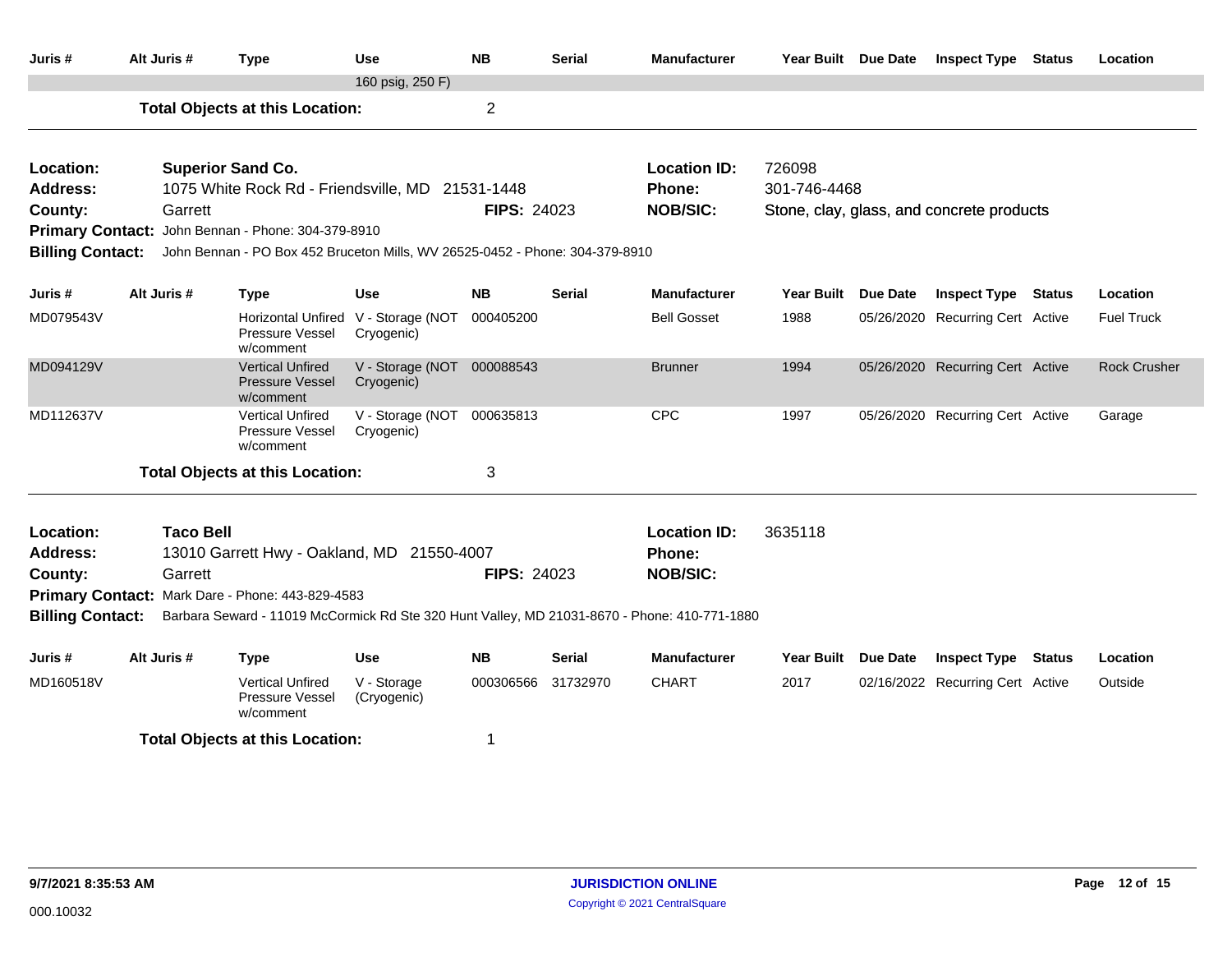| Juris # | Alt Juris # | Type | Use | NB | Serial | Manufacturer | Year Built | Due Date | Inspect Type | Status | Location |
|---|---|---|---|---|---|---|---|---|---|---|---|
| | | | 160 psig, 250 F) | | | | | | | | |

**Total Objects at this Location:** 2

---

**Location:** Superior Sand Co.
**Address:** 1075 White Rock Rd - Friendsville, MD 21531-1448
**County:** Garrett
**FIPS:** 24023
**Location ID:** 726098
**Phone:** 301-746-4468
**NOB/SIC:** Stone, clay, glass, and concrete products
**Primary Contact:** John Bennan - Phone: 304-379-8910
**Billing Contact:** John Bennan - PO Box 452 Bruceton Mills, WV 26525-0452 - Phone: 304-379-8910

| Juris # | Alt Juris # | Type | Use | NB | Serial | Manufacturer | Year Built | Due Date | Inspect Type | Status | Location |
|---|---|---|---|---|---|---|---|---|---|---|---|
| MD079543V | | Horizontal Unfired Pressure Vessel w/comment | V - Storage (NOT Cryogenic) | 000405200 | | Bell Gosset | 1988 | 05/26/2020 | Recurring Cert | Active | Fuel Truck |
| MD094129V | | Vertical Unfired Pressure Vessel w/comment | V - Storage (NOT Cryogenic) | 000088543 | | Brunner | 1994 | 05/26/2020 | Recurring Cert | Active | Rock Crusher |
| MD112637V | | Vertical Unfired Pressure Vessel w/comment | V - Storage (NOT Cryogenic) | 000635813 | | CPC | 1997 | 05/26/2020 | Recurring Cert | Active | Garage |

**Total Objects at this Location:** 3

---

**Location:** Taco Bell
**Address:** 13010 Garrett Hwy - Oakland, MD 21550-4007
**County:** Garrett
**FIPS:** 24023
**Location ID:** 3635118
**Phone:**
**NOB/SIC:**
**Primary Contact:** Mark Dare - Phone: 443-829-4583
**Billing Contact:** Barbara Seward - 11019 McCormick Rd Ste 320 Hunt Valley, MD 21031-8670 - Phone: 410-771-1880

| Juris # | Alt Juris # | Type | Use | NB | Serial | Manufacturer | Year Built | Due Date | Inspect Type | Status | Location |
|---|---|---|---|---|---|---|---|---|---|---|---|
| MD160518V | | Vertical Unfired Pressure Vessel w/comment | V - Storage (Cryogenic) | 000306566 | 31732970 | CHART | 2017 | 02/16/2022 | Recurring Cert | Active | Outside |

**Total Objects at this Location:** 1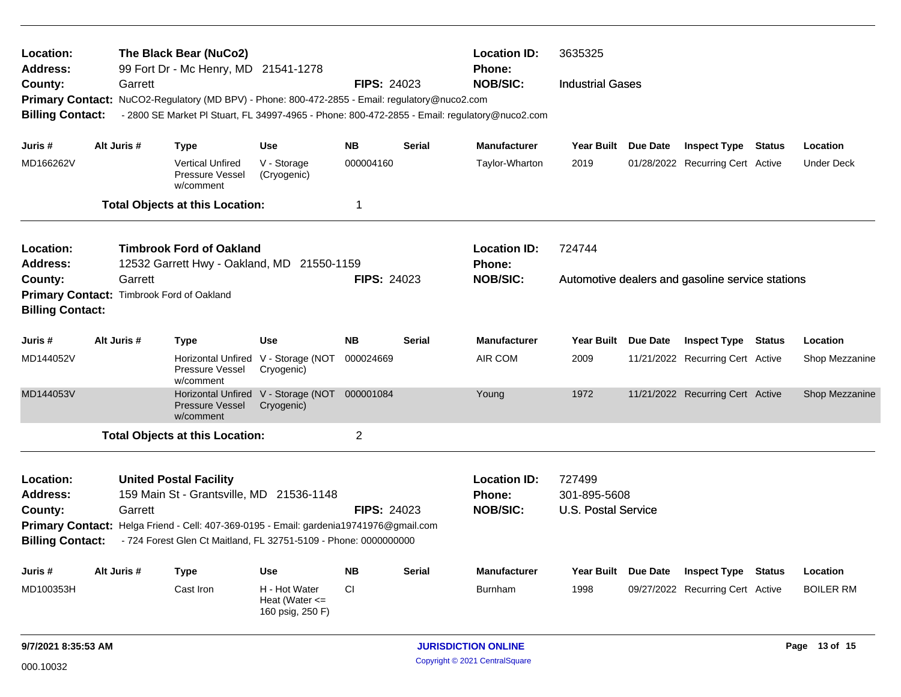**Location:** The Black Bear (NuCo2)
**Address:** 99 Fort Dr - Mc Henry, MD 21541-1278
**County:** Garrett
**FIPS:** 24023
**Location ID:** 3635325
**Phone:**
**NOB/SIC:** Industrial Gases
**Primary Contact:** NuCO2-Regulatory (MD BPV) - Phone: 800-472-2855 - Email: regulatory@nuco2.com
**Billing Contact:** - 2800 SE Market Pl Stuart, FL 34997-4965 - Phone: 800-472-2855 - Email: regulatory@nuco2.com

| Juris # | Alt Juris # | Type | Use | NB | Serial | Manufacturer | Year Built | Due Date | Inspect Type | Status | Location |
|---|---|---|---|---|---|---|---|---|---|---|---|
| MD166262V | | Vertical Unfired Pressure Vessel w/comment | V - Storage (Cryogenic) | 000004160 | | Taylor-Wharton | 2019 | 01/28/2022 | Recurring Cert | Active | Under Deck |

**Total Objects at this Location:** 1

---

**Location:** Timbrook Ford of Oakland
**Address:** 12532 Garrett Hwy - Oakland, MD 21550-1159
**County:** Garrett
**FIPS:** 24023
**Location ID:** 724744
**Phone:**
**NOB/SIC:** Automotive dealers and gasoline service stations
**Primary Contact:** Timbrook Ford of Oakland
**Billing Contact:**

| Juris # | Alt Juris # | Type | Use | NB | Serial | Manufacturer | Year Built | Due Date | Inspect Type | Status | Location |
|---|---|---|---|---|---|---|---|---|---|---|---|
| MD144052V | | Horizontal Unfired Pressure Vessel w/comment | V - Storage (NOT Cryogenic) | 000024669 | | AIR COM | 2009 | 11/21/2022 | Recurring Cert | Active | Shop Mezzanine |
| MD144053V | | Horizontal Unfired Pressure Vessel w/comment | V - Storage (NOT Cryogenic) | 000001084 | | Young | 1972 | 11/21/2022 | Recurring Cert | Active | Shop Mezzanine |

**Total Objects at this Location:** 2

---

**Location:** United Postal Facility
**Address:** 159 Main St - Grantsville, MD 21536-1148
**County:** Garrett
**FIPS:** 24023
**Location ID:** 727499
**Phone:** 301-895-5608
**NOB/SIC:** U.S. Postal Service
**Primary Contact:** Helga Friend - Cell: 407-369-0195 - Email: gardenia19741976@gmail.com
**Billing Contact:** - 724 Forest Glen Ct Maitland, FL 32751-5109 - Phone: 0000000000

| Juris # | Alt Juris # | Type | Use | NB | Serial | Manufacturer | Year Built | Due Date | Inspect Type | Status | Location |
|---|---|---|---|---|---|---|---|---|---|---|---|
| MD100353H | | Cast Iron | H - Hot Water Heat (Water <= 160 psig, 250 F) | CI | | Burnham | 1998 | 09/27/2022 | Recurring Cert | Active | BOILER RM |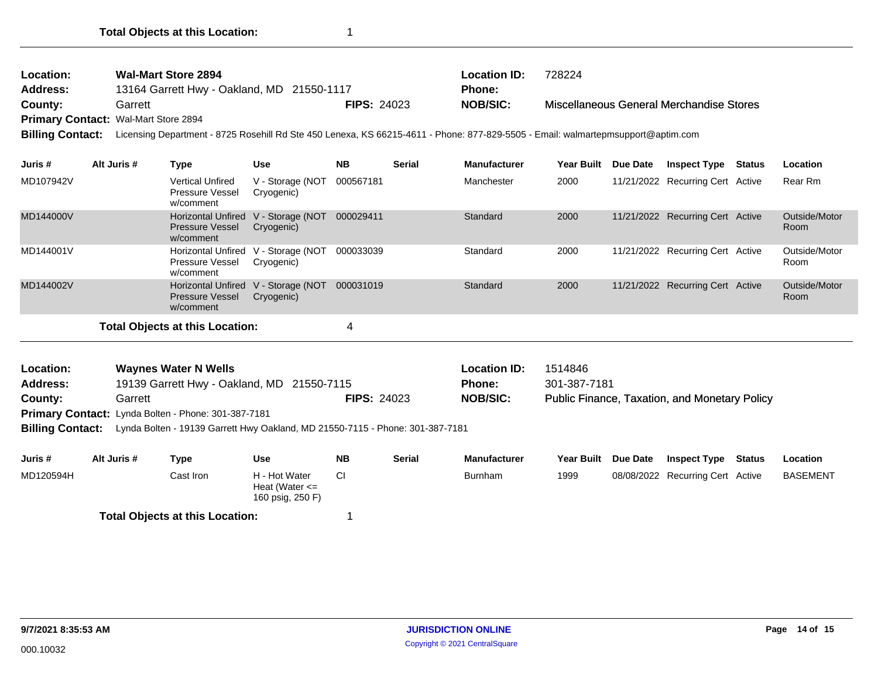**Total Objects at this Location:** 1

---

**Location:** Wal-Mart Store 2894
**Address:** 13164 Garrett Hwy - Oakland, MD 21550-1117
**County:** Garrett **FIPS:** 24023
**Location ID:** 728224
**Phone:**
**NOB/SIC:** Miscellaneous General Merchandise Stores
**Primary Contact:** Wal-Mart Store 2894
**Billing Contact:** Licensing Department - 8725 Rosehill Rd Ste 450 Lenexa, KS 66215-4611 - Phone: 877-829-5505 - Email: walmartepmsupport@aptim.com

| Juris # | Alt Juris # | Type | Use | NB | Serial | Manufacturer | Year Built | Due Date | Inspect Type | Status | Location |
|---|---|---|---|---|---|---|---|---|---|---|---|
| MD107942V | | Vertical Unfired Pressure Vessel w/comment | V - Storage (NOT Cryogenic) | 000567181 | | Manchester | 2000 | 11/21/2022 | Recurring Cert | Active | Rear Rm |
| MD144000V | | Horizontal Unfired Pressure Vessel w/comment | V - Storage (NOT Cryogenic) | 000029411 | | Standard | 2000 | 11/21/2022 | Recurring Cert | Active | Outside/Motor Room |
| MD144001V | | Horizontal Unfired Pressure Vessel w/comment | V - Storage (NOT Cryogenic) | 000033039 | | Standard | 2000 | 11/21/2022 | Recurring Cert | Active | Outside/Motor Room |
| MD144002V | | Horizontal Unfired Pressure Vessel w/comment | V - Storage (NOT Cryogenic) | 000031019 | | Standard | 2000 | 11/21/2022 | Recurring Cert | Active | Outside/Motor Room |

**Total Objects at this Location:** 4

---

**Location:** Waynes Water N Wells
**Address:** 19139 Garrett Hwy - Oakland, MD 21550-7115
**County:** Garrett **FIPS:** 24023
**Location ID:** 1514846
**Phone:** 301-387-7181
**NOB/SIC:** Public Finance, Taxation, and Monetary Policy
**Primary Contact:** Lynda Bolten - Phone: 301-387-7181
**Billing Contact:** Lynda Bolten - 19139 Garrett Hwy Oakland, MD 21550-7115 - Phone: 301-387-7181

| Juris # | Alt Juris # | Type | Use | NB | Serial | Manufacturer | Year Built | Due Date | Inspect Type | Status | Location |
|---|---|---|---|---|---|---|---|---|---|---|---|
| MD120594H | | Cast Iron | H - Hot Water Heat (Water <= 160 psig, 250 F) | CI | | Burnham | 1999 | 08/08/2022 | Recurring Cert | Active | BASEMENT |

**Total Objects at this Location:** 1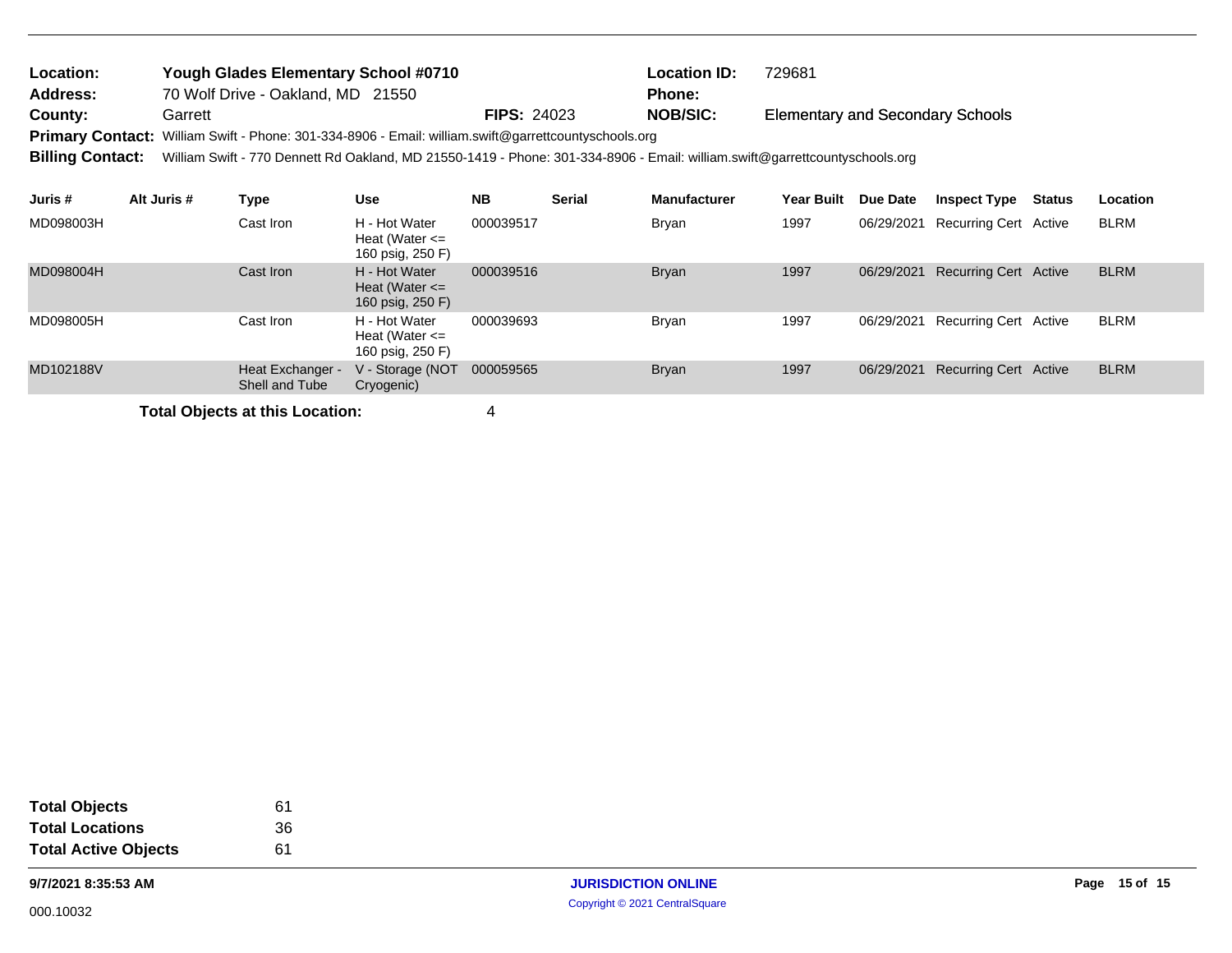**Location:** **Yough Glades Elementary School #0710** **Location ID:** 729681
**Address:** 70 Wolf Drive - Oakland, MD 21550 **Phone:**
**County:** Garrett **FIPS:** 24023 **NOB/SIC:** Elementary and Secondary Schools
**Primary Contact:** William Swift - Phone: 301-334-8906 - Email: william.swift@garrettcountyschools.org
**Billing Contact:** William Swift - 770 Dennett Rd Oakland, MD 21550-1419 - Phone: 301-334-8906 - Email: william.swift@garrettcountyschools.org

| Juris # | Alt Juris # | Type | Use | NB | Serial | Manufacturer | Year Built | Due Date | Inspect Type | Status | Location |
|---|---|---|---|---|---|---|---|---|---|---|---|
| MD098003H | | Cast Iron | H - Hot Water Heat (Water <= 160 psig, 250 F) | 000039517 | | Bryan | 1997 | 06/29/2021 | Recurring Cert | Active | BLRM |
| MD098004H | | Cast Iron | H - Hot Water Heat (Water <= 160 psig, 250 F) | 000039516 | | Bryan | 1997 | 06/29/2021 | Recurring Cert | Active | BLRM |
| MD098005H | | Cast Iron | H - Hot Water Heat (Water <= 160 psig, 250 F) | 000039693 | | Bryan | 1997 | 06/29/2021 | Recurring Cert | Active | BLRM |
| MD102188V | | Heat Exchanger - Shell and Tube | V - Storage (NOT Cryogenic) | 000059565 | | Bryan | 1997 | 06/29/2021 | Recurring Cert | Active | BLRM |

**Total Objects at this Location:** 4

| | |
|---|---|
| **Total Objects** | 61 |
| **Total Locations** | 36 |
| **Total Active Objects** | 61 |

9/7/2021 8:35:53 AM

JURISDICTION ONLINE
Copyright © 2021 CentralSquare

000.10032